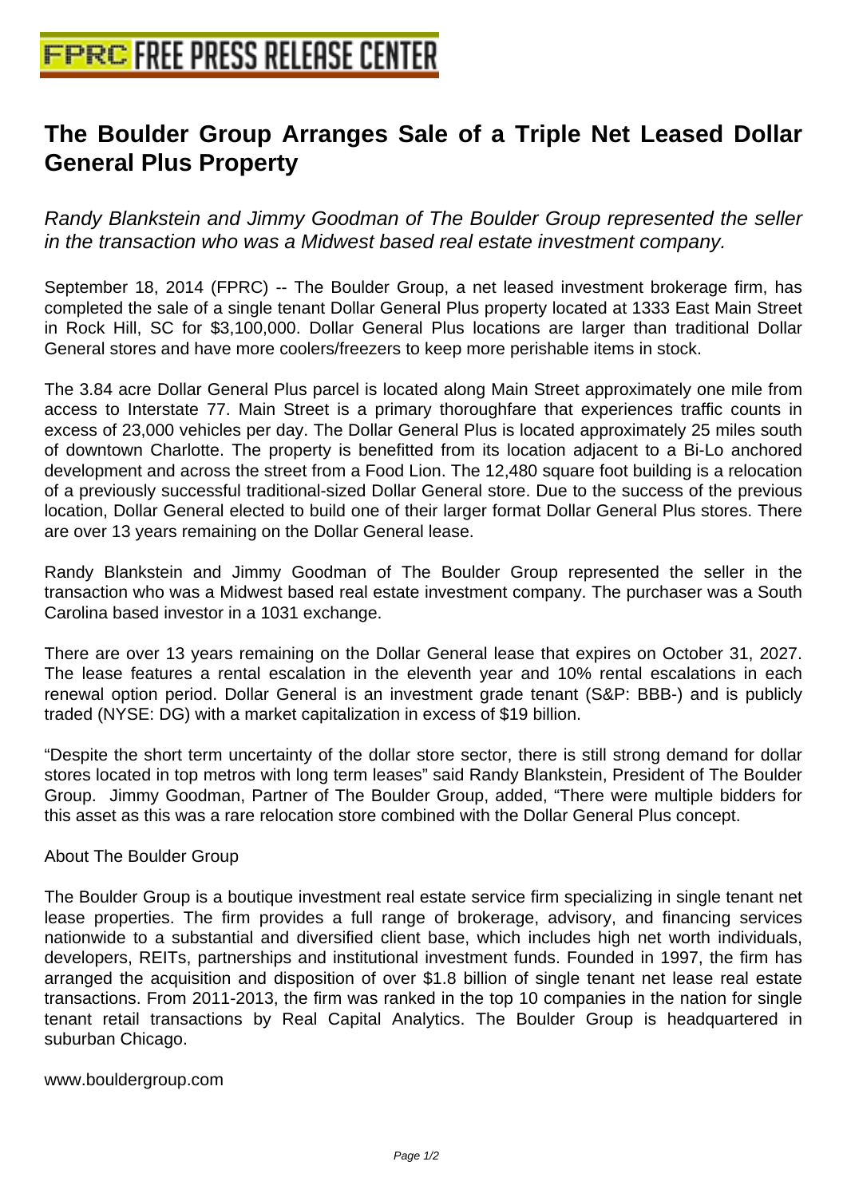# The Boulder Group Arranges Sale of a Triple Net Leased Dollar General Plus Property

*Randy Blankstein and Jimmy Goodman of The Boulder Group represented the seller in the transaction who was a Midwest based real estate investment company.*

September 18, 2014 (FPRC) -- The Boulder Group, a net leased investment brokerage firm, has completed the sale of a single tenant Dollar General Plus property located at 1333 East Main Street in Rock Hill, SC for $3,100,000. Dollar General Plus locations are larger than traditional Dollar General stores and have more coolers/freezers to keep more perishable items in stock.

The 3.84 acre Dollar General Plus parcel is located along Main Street approximately one mile from access to Interstate 77. Main Street is a primary thoroughfare that experiences traffic counts in excess of 23,000 vehicles per day. The Dollar General Plus is located approximately 25 miles south of downtown Charlotte. The property is benefitted from its location adjacent to a Bi-Lo anchored development and across the street from a Food Lion. The 12,480 square foot building is a relocation of a previously successful traditional-sized Dollar General store. Due to the success of the previous location, Dollar General elected to build one of their larger format Dollar General Plus stores. There are over 13 years remaining on the Dollar General lease.

Randy Blankstein and Jimmy Goodman of The Boulder Group represented the seller in the transaction who was a Midwest based real estate investment company. The purchaser was a South Carolina based investor in a 1031 exchange.

There are over 13 years remaining on the Dollar General lease that expires on October 31, 2027. The lease features a rental escalation in the eleventh year and 10% rental escalations in each renewal option period. Dollar General is an investment grade tenant (S&P: BBB-) and is publicly traded (NYSE: DG) with a market capitalization in excess of $19 billion.

“Despite the short term uncertainty of the dollar store sector, there is still strong demand for dollar stores located in top metros with long term leases” said Randy Blankstein, President of The Boulder Group. Jimmy Goodman, Partner of The Boulder Group, added, “There were multiple bidders for this asset as this was a rare relocation store combined with the Dollar General Plus concept.

About The Boulder Group

The Boulder Group is a boutique investment real estate service firm specializing in single tenant net lease properties. The firm provides a full range of brokerage, advisory, and financing services nationwide to a substantial and diversified client base, which includes high net worth individuals, developers, REITs, partnerships and institutional investment funds. Founded in 1997, the firm has arranged the acquisition and disposition of over $1.8 billion of single tenant net lease real estate transactions. From 2011-2013, the firm was ranked in the top 10 companies in the nation for single tenant retail transactions by Real Capital Analytics. The Boulder Group is headquartered in suburban Chicago.

www.bouldergroup.com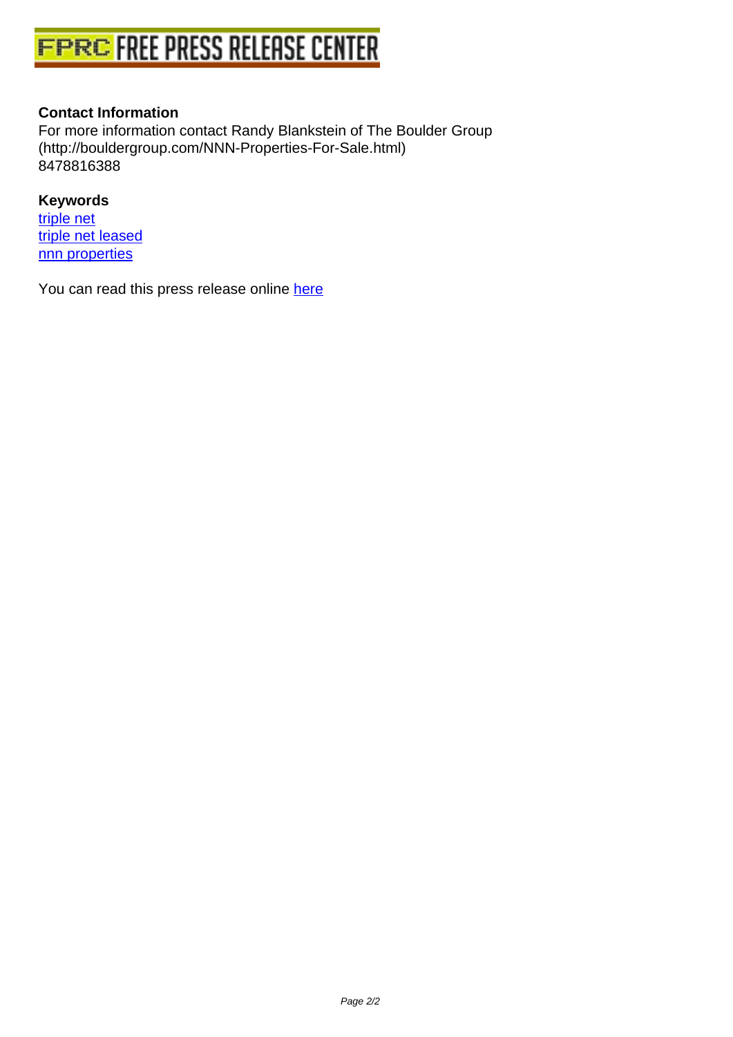FPRC FREE PRESS RELEASE CENTER

**Contact Information**
For more information contact Randy Blankstein of The Boulder Group
(http://bouldergroup.com/NNN-Properties-For-Sale.html)
8478816388

**Keywords**
triple net
triple net leased
nnn properties

You can read this press release online here